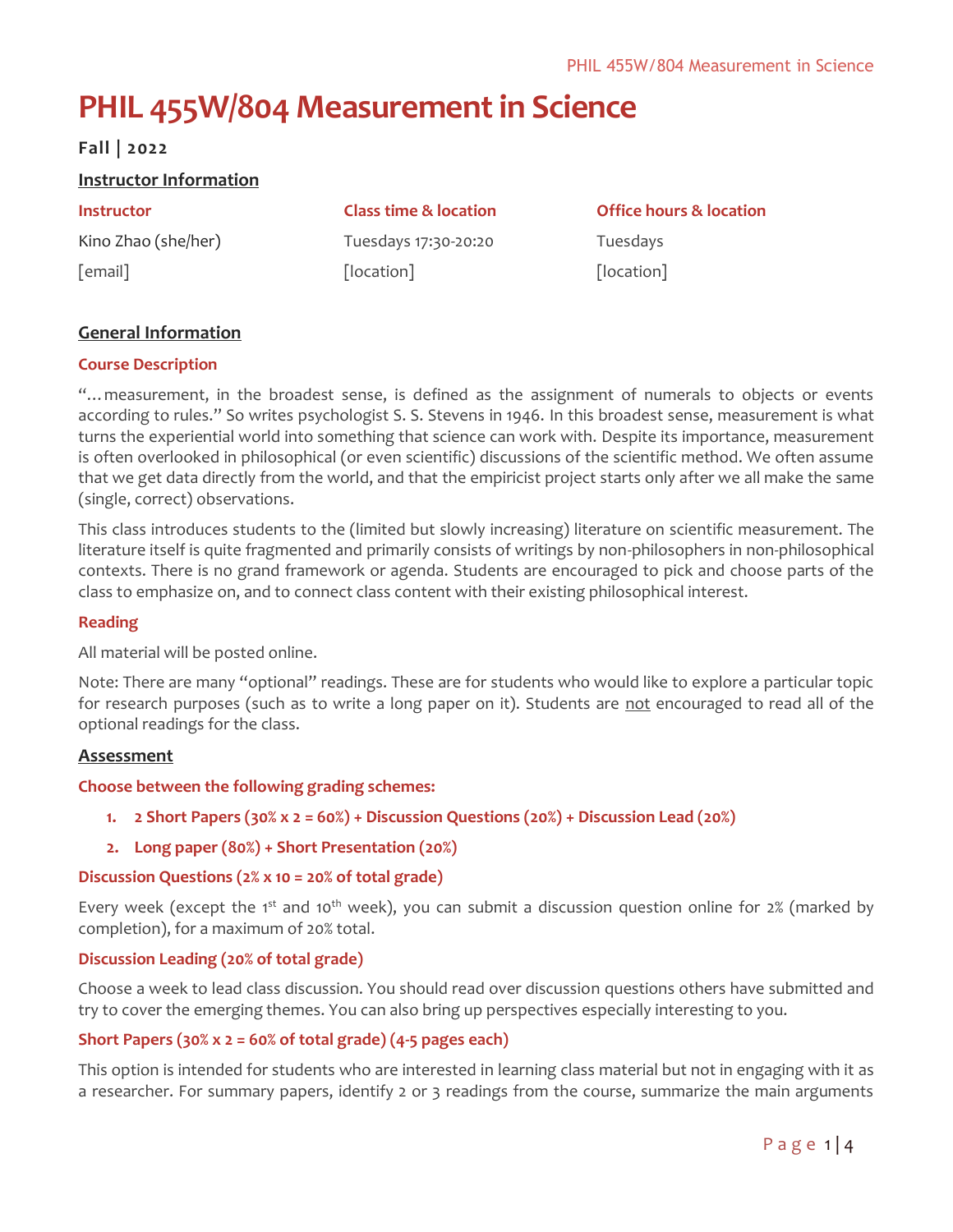# PHIL 455W/804 Measurement in Science

**Fall | 2022**

## Instructor Information

| Instructor | Class time & location | Office hours & location |
|---|---|---|
| Kino Zhao (she/her) | Tuesdays 17:30-20:20 | Tuesdays |
| [email] | [location] | [location] |

## General Information

### Course Description

"…measurement, in the broadest sense, is defined as the assignment of numerals to objects or events according to rules." So writes psychologist S. S. Stevens in 1946. In this broadest sense, measurement is what turns the experiential world into something that science can work with. Despite its importance, measurement is often overlooked in philosophical (or even scientific) discussions of the scientific method. We often assume that we get data directly from the world, and that the empiricist project starts only after we all make the same (single, correct) observations.

This class introduces students to the (limited but slowly increasing) literature on scientific measurement. The literature itself is quite fragmented and primarily consists of writings by non-philosophers in non-philosophical contexts. There is no grand framework or agenda. Students are encouraged to pick and choose parts of the class to emphasize on, and to connect class content with their existing philosophical interest.

### Reading

All material will be posted online.

Note: There are many "optional" readings. These are for students who would like to explore a particular topic for research purposes (such as to write a long paper on it). Students are not encouraged to read all of the optional readings for the class.

## Assessment

### Choose between the following grading schemes:

1. **2 Short Papers (30% x 2 = 60%) + Discussion Questions (20%) + Discussion Lead (20%)**
2. **Long paper (80%) + Short Presentation (20%)**

### Discussion Questions (2% x 10 = 20% of total grade)

Every week (except the 1st and 10th week), you can submit a discussion question online for 2% (marked by completion), for a maximum of 20% total.

### Discussion Leading (20% of total grade)

Choose a week to lead class discussion. You should read over discussion questions others have submitted and try to cover the emerging themes. You can also bring up perspectives especially interesting to you.

### Short Papers (30% x 2 = 60% of total grade) (4-5 pages each)

This option is intended for students who are interested in learning class material but not in engaging with it as a researcher. For summary papers, identify 2 or 3 readings from the course, summarize the main arguments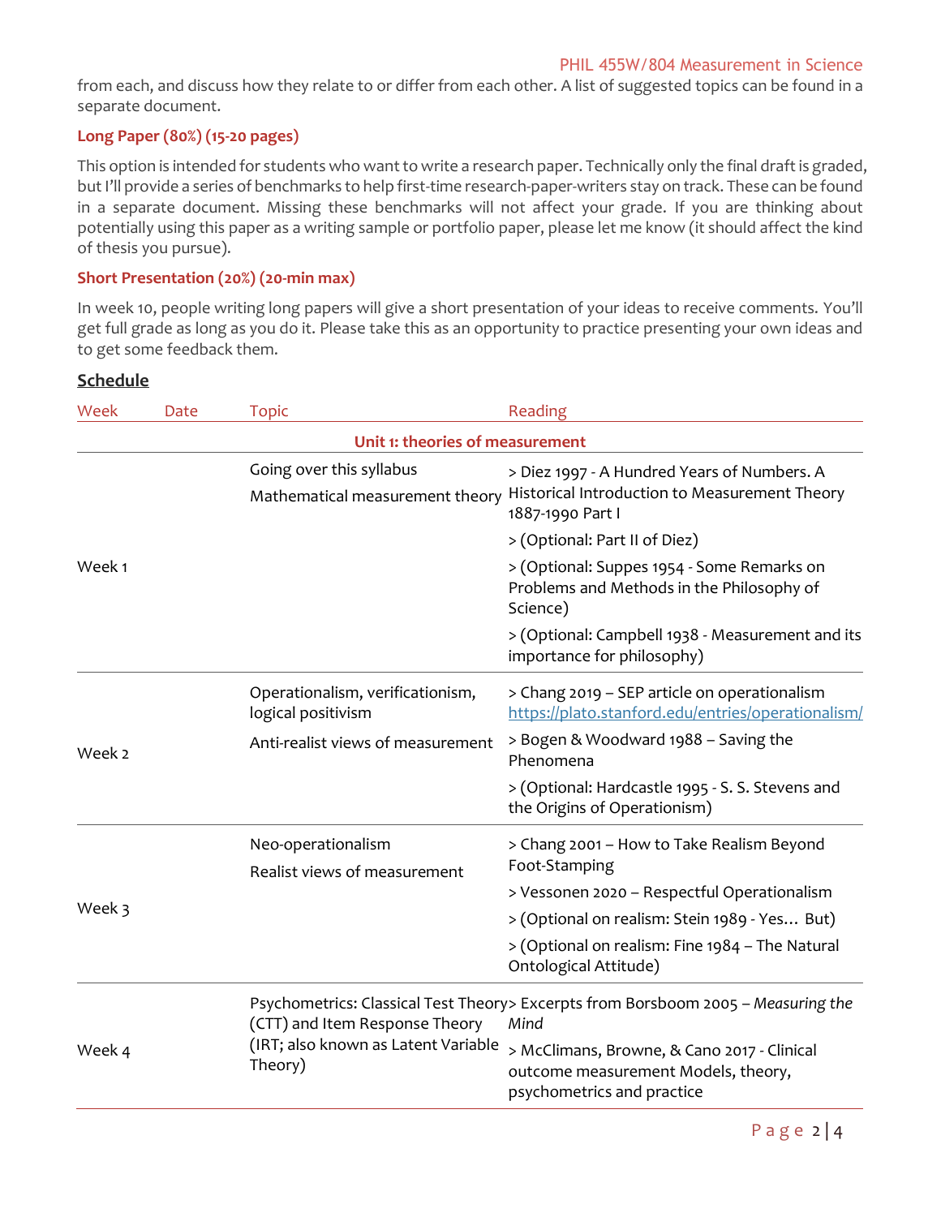from each, and discuss how they relate to or differ from each other. A list of suggested topics can be found in a separate document.

### Long Paper (80%) (15-20 pages)

This option is intended for students who want to write a research paper. Technically only the final draft is graded, but I'll provide a series of benchmarks to help first-time research-paper-writers stay on track. These can be found in a separate document. Missing these benchmarks will not affect your grade. If you are thinking about potentially using this paper as a writing sample or portfolio paper, please let me know (it should affect the kind of thesis you pursue).

### Short Presentation (20%) (20-min max)

In week 10, people writing long papers will give a short presentation of your ideas to receive comments. You'll get full grade as long as you do it. Please take this as an opportunity to practice presenting your own ideas and to get some feedback them.

## Schedule

| Week | Date | Topic | Reading |
|---|---|---|---|
| | | **Unit 1: theories of measurement** | |
| Week 1 | | Going over this syllabus<br>Mathematical measurement theory | > Diez 1997 - A Hundred Years of Numbers. A Historical Introduction to Measurement Theory 1887-1990 Part I<br>> (Optional: Part II of Diez)<br>> (Optional: Suppes 1954 - Some Remarks on Problems and Methods in the Philosophy of Science)<br>> (Optional: Campbell 1938 - Measurement and its importance for philosophy) |
| Week 2 | | Operationalism, verificationism, logical positivism<br>Anti-realist views of measurement | > Chang 2019 – SEP article on operationalism https://plato.stanford.edu/entries/operationalism/<br>> Bogen & Woodward 1988 – Saving the Phenomena<br>> (Optional: Hardcastle 1995 - S. S. Stevens and the Origins of Operationism) |
| Week 3 | | Neo-operationalism<br>Realist views of measurement | > Chang 2001 – How to Take Realism Beyond Foot-Stamping<br>> Vessonen 2020 – Respectful Operationalism<br>> (Optional on realism: Stein 1989 - Yes… But)<br>> (Optional on realism: Fine 1984 – The Natural Ontological Attitude) |
| Week 4 | | Psychometrics: Classical Test Theory (CTT) and Item Response Theory (IRT; also known as Latent Variable Theory) | > Excerpts from Borsboom 2005 – *Measuring the Mind*<br>> McClimans, Browne, & Cano 2017 - Clinical outcome measurement Models, theory, psychometrics and practice |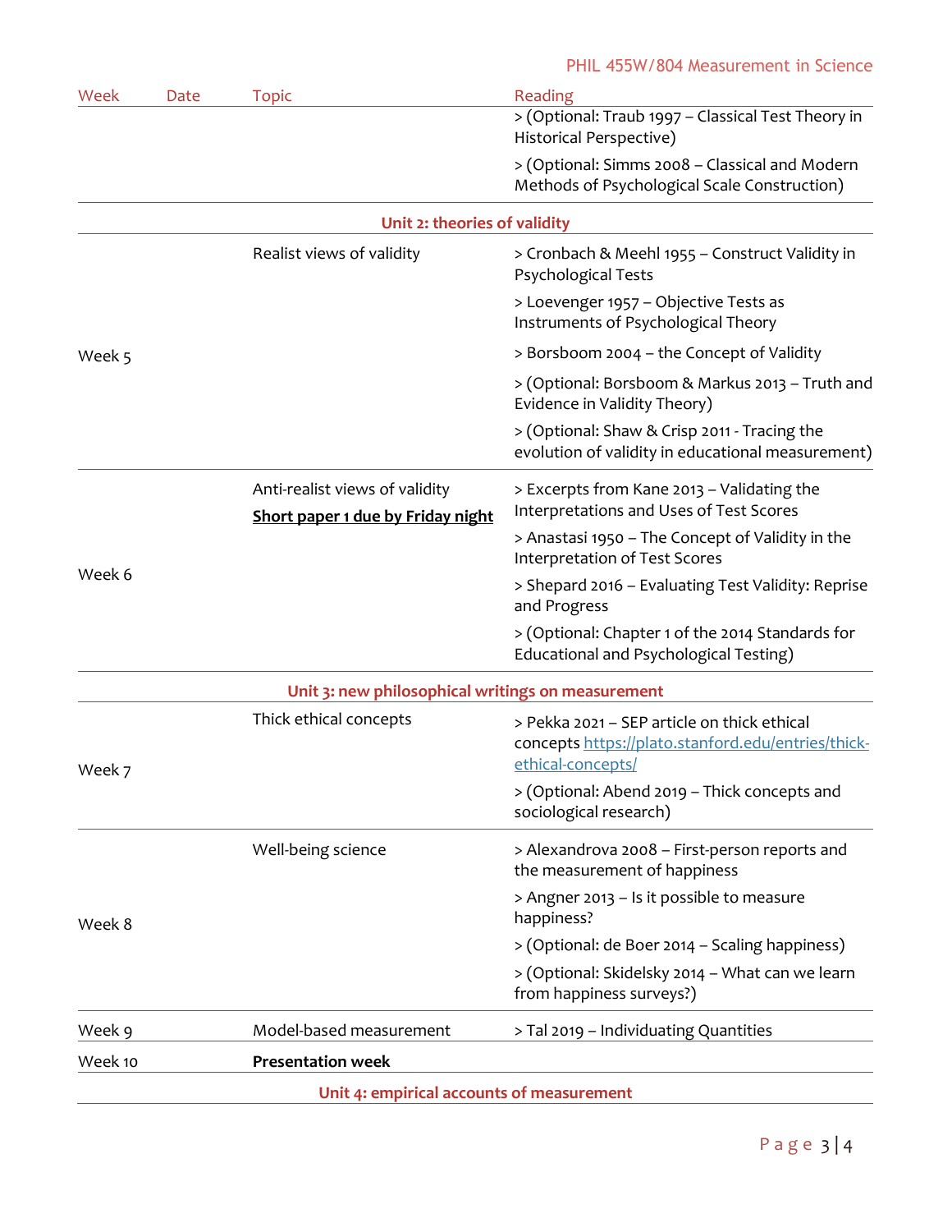| Week | Date | Topic | Reading |
|---|---|---|---|
| | | | > (Optional: Traub 1997 – Classical Test Theory in Historical Perspective)<br>> (Optional: Simms 2008 – Classical and Modern Methods of Psychological Scale Construction) |
| | | **Unit 2: theories of validity** | |
| Week 5 | | Realist views of validity | > Cronbach & Meehl 1955 – Construct Validity in Psychological Tests<br>> Loevenger 1957 – Objective Tests as Instruments of Psychological Theory<br>> Borsboom 2004 – the Concept of Validity<br>> (Optional: Borsboom & Markus 2013 – Truth and Evidence in Validity Theory)<br>> (Optional: Shaw & Crisp 2011 - Tracing the evolution of validity in educational measurement) |
| Week 6 | | Anti-realist views of validity<br>**Short paper 1 due by Friday night** | > Excerpts from Kane 2013 – Validating the Interpretations and Uses of Test Scores<br>> Anastasi 1950 – The Concept of Validity in the Interpretation of Test Scores<br>> Shepard 2016 – Evaluating Test Validity: Reprise and Progress<br>> (Optional: Chapter 1 of the 2014 Standards for Educational and Psychological Testing) |
| | | **Unit 3: new philosophical writings on measurement** | |
| Week 7 | | Thick ethical concepts | > Pekka 2021 – SEP article on thick ethical concepts https://plato.stanford.edu/entries/thick-ethical-concepts/<br>> (Optional: Abend 2019 – Thick concepts and sociological research) |
| Week 8 | | Well-being science | > Alexandrova 2008 – First-person reports and the measurement of happiness<br>> Angner 2013 – Is it possible to measure happiness?<br>> (Optional: de Boer 2014 – Scaling happiness)<br>> (Optional: Skidelsky 2014 – What can we learn from happiness surveys?) |
| Week 9 | | Model-based measurement | > Tal 2019 – Individuating Quantities |
| Week 10 | | **Presentation week** | |
| | | **Unit 4: empirical accounts of measurement** | |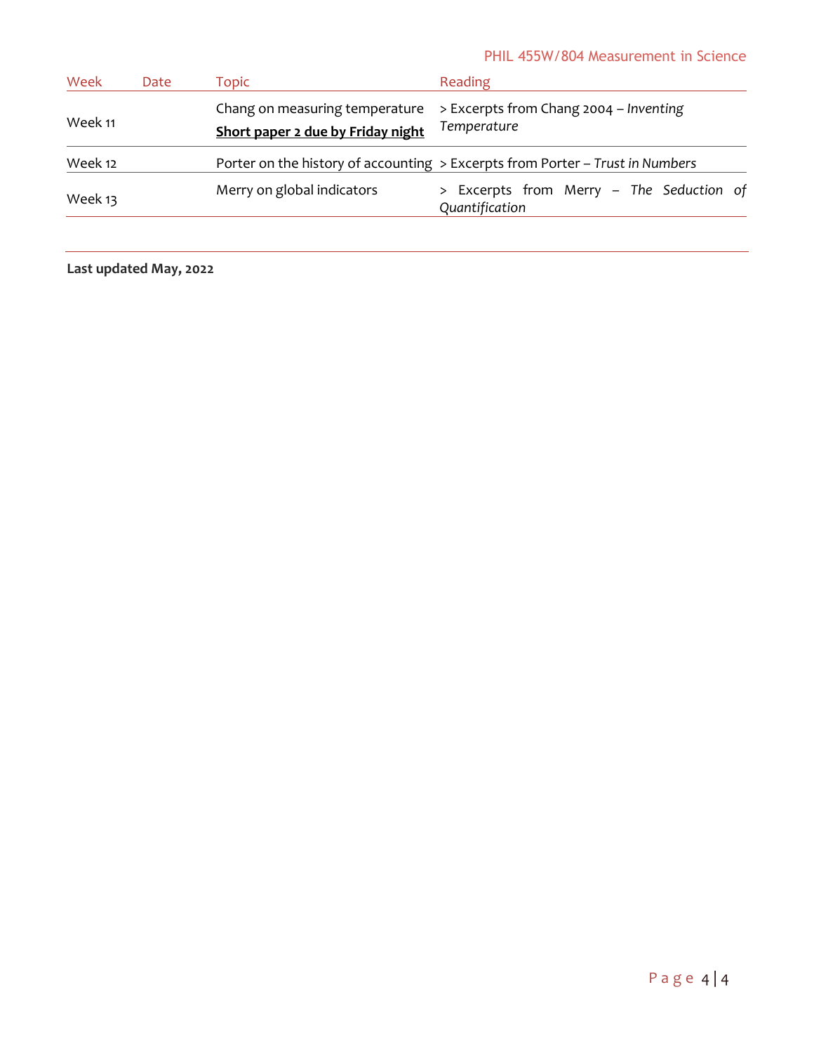| Week | Date | Topic | Reading |
|---|---|---|---|
| Week 11 | | Chang on measuring temperature **Short paper 2 due by Friday night** | > Excerpts from Chang 2004 – *Inventing Temperature* |
| Week 12 | | Porter on the history of accounting | > Excerpts from Porter – *Trust in Numbers* |
| Week 13 | | Merry on global indicators | > Excerpts from Merry – *The Seduction of Quantification* |

**Last updated May, 2022**